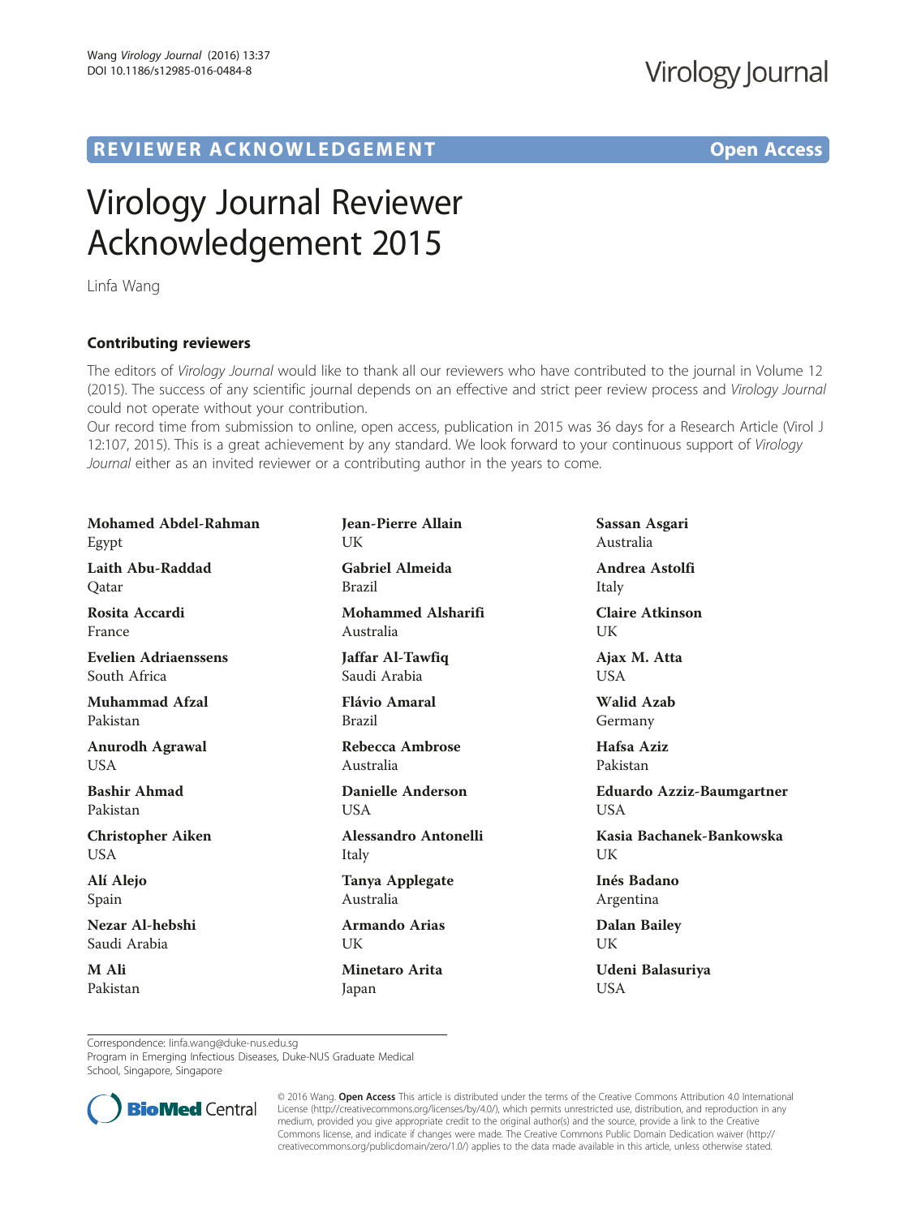REVIEWER ACKNOWLEDGEMENT Open Access

# Virology Journal Reviewer Acknowledgement 2015

Linfa Wang

## Contributing reviewers

The editors of *Virology Journal* would like to thank all our reviewers who have contributed to the journal in Volume 12 (2015). The success of any scientific journal depends on an effective and strict peer review process and *Virology Journal* could not operate without your contribution.

Our record time from submission to online, open access, publication in 2015 was 36 days for a Research Article (Virol J 12:107, 2015). This is a great achievement by any standard. We look forward to your continuous support of *Virology Journal* either as an invited reviewer or a contributing author in the years to come.

**Mohamed Abdel-Rahman**
Egypt

**Laith Abu-Raddad**
Qatar

**Rosita Accardi**
France

**Evelien Adriaenssens**
South Africa

**Muhammad Afzal**
Pakistan

**Anurodh Agrawal**
USA

**Bashir Ahmad**
Pakistan

**Christopher Aiken**
USA

**Alí Alejo**
Spain

**Nezar Al-hebshi**
Saudi Arabia

**M Ali**
Pakistan

**Jean-Pierre Allain**
UK

**Gabriel Almeida**
Brazil

**Mohammed Alsharifi**
Australia

**Jaffar Al-Tawfiq**
Saudi Arabia

**Flávio Amaral**
Brazil

**Rebecca Ambrose**
Australia

**Danielle Anderson**
USA

**Alessandro Antonelli**
Italy

**Tanya Applegate**
Australia

**Armando Arias**
UK

**Minetaro Arita**
Japan

**Sassan Asgari**
Australia

**Andrea Astolfi**
Italy

**Claire Atkinson**
UK

**Ajax M. Atta**
USA

**Walid Azab**
Germany

**Hafsa Aziz**
Pakistan

**Eduardo Azziz-Baumgartner**
USA

**Kasia Bachanek-Bankowska**
UK

**Inés Badano**
Argentina

**Dalan Bailey**
UK

**Udeni Balasuriya**
USA

Correspondence: linfa.wang@duke-nus.edu.sg
Program in Emerging Infectious Diseases, Duke-NUS Graduate Medical School, Singapore, Singapore

© 2016 Wang. **Open Access** This article is distributed under the terms of the Creative Commons Attribution 4.0 International License (http://creativecommons.org/licenses/by/4.0/), which permits unrestricted use, distribution, and reproduction in any medium, provided you give appropriate credit to the original author(s) and the source, provide a link to the Creative Commons license, and indicate if changes were made. The Creative Commons Public Domain Dedication waiver (http://creativecommons.org/publicdomain/zero/1.0/) applies to the data made available in this article, unless otherwise stated.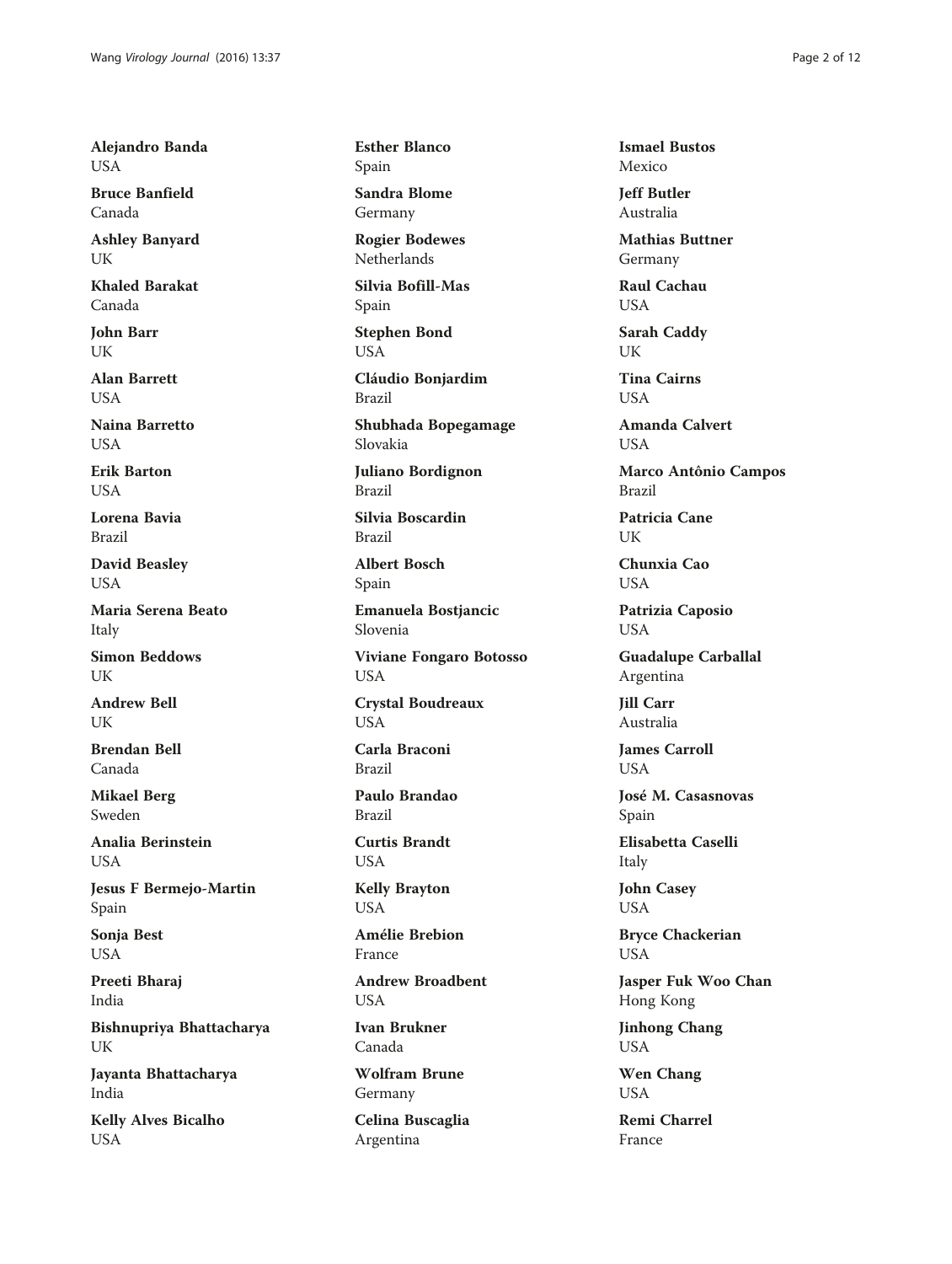**Alejandro Banda**
USA

**Bruce Banfield**
Canada

**Ashley Banyard**
UK

**Khaled Barakat**
Canada

**John Barr**
UK

**Alan Barrett**
USA

**Naina Barretto**
USA

**Erik Barton**
USA

**Lorena Bavia**
Brazil

**David Beasley**
USA

**Maria Serena Beato**
Italy

**Simon Beddows**
UK

**Andrew Bell**
UK

**Brendan Bell**
Canada

**Mikael Berg**
Sweden

**Analia Berinstein**
USA

**Jesus F Bermejo-Martin**
Spain

**Sonja Best**
USA

**Preeti Bharaj**
India

**Bishnupriya Bhattacharya**
UK

**Jayanta Bhattacharya**
India

**Kelly Alves Bicalho**
USA

**Esther Blanco**
Spain

**Sandra Blome**
Germany

**Rogier Bodewes**
Netherlands

**Silvia Bofill-Mas**
Spain

**Stephen Bond**
USA

**Cláudio Bonjardim**
Brazil

**Shubhada Bopegamage**
Slovakia

**Juliano Bordignon**
Brazil

**Silvia Boscardin**
Brazil

**Albert Bosch**
Spain

**Emanuela Bostjancic**
Slovenia

**Viviane Fongaro Botosso**
USA

**Crystal Boudreaux**
USA

**Carla Braconi**
Brazil

**Paulo Brandao**
Brazil

**Curtis Brandt**
USA

**Kelly Brayton**
USA

**Amélie Brebion**
France

**Andrew Broadbent**
USA

**Ivan Brukner**
Canada

**Wolfram Brune**
Germany

**Celina Buscaglia**
Argentina

**Ismael Bustos**
Mexico

**Jeff Butler**
Australia

**Mathias Buttner**
Germany

**Raul Cachau**
USA

**Sarah Caddy**
UK

**Tina Cairns**
USA

**Amanda Calvert**
USA

**Marco Antônio Campos**
Brazil

**Patricia Cane**
UK

**Chunxia Cao**
USA

**Patrizia Caposio**
USA

**Guadalupe Carballal**
Argentina

**Jill Carr**
Australia

**James Carroll**
USA

**José M. Casasnovas**
Spain

**Elisabetta Caselli**
Italy

**John Casey**
USA

**Bryce Chackerian**
USA

**Jasper Fuk Woo Chan**
Hong Kong

**Jinhong Chang**
USA

**Wen Chang**
USA

**Remi Charrel**
France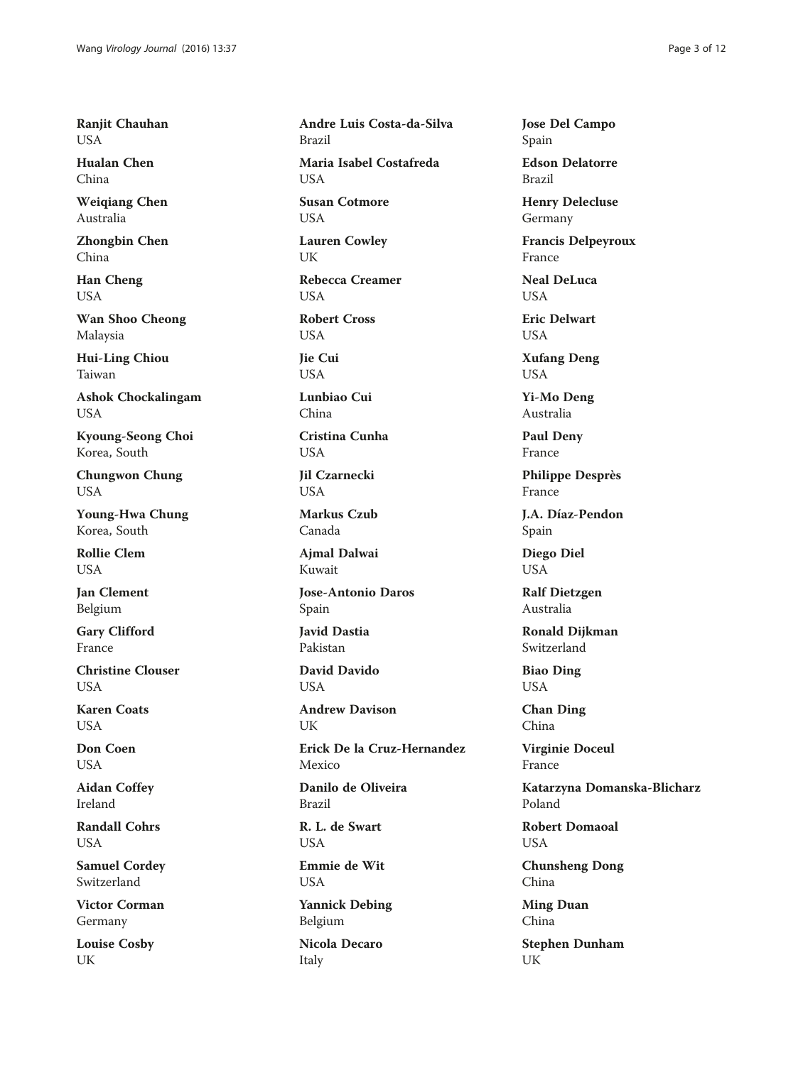**Ranjit Chauhan**
USA

**Hualan Chen**
China

**Weiqiang Chen**
Australia

**Zhongbin Chen**
China

**Han Cheng**
USA

**Wan Shoo Cheong**
Malaysia

**Hui-Ling Chiou**
Taiwan

**Ashok Chockalingam**
USA

**Kyoung-Seong Choi**
Korea, South

**Chungwon Chung**
USA

**Young-Hwa Chung**
Korea, South

**Rollie Clem**
USA

**Jan Clement**
Belgium

**Gary Clifford**
France

**Christine Clouser**
USA

**Karen Coats**
USA

**Don Coen**
USA

**Aidan Coffey**
Ireland

**Randall Cohrs**
USA

**Samuel Cordey**
Switzerland

**Victor Corman**
Germany

**Louise Cosby**
UK

**Andre Luis Costa-da-Silva**
Brazil

**Maria Isabel Costafreda**
USA

**Susan Cotmore**
USA

**Lauren Cowley**
UK

**Rebecca Creamer**
USA

**Robert Cross**
USA

**Jie Cui**
USA

**Lunbiao Cui**
China

**Cristina Cunha**
USA

**Jil Czarnecki**
USA

**Markus Czub**
Canada

**Ajmal Dalwai**
Kuwait

**Jose-Antonio Daros**
Spain

**Javid Dastia**
Pakistan

**David Davido**
USA

**Andrew Davison**
UK

**Erick De la Cruz-Hernandez**
Mexico

**Danilo de Oliveira**
Brazil

**R. L. de Swart**
USA

**Emmie de Wit**
USA

**Yannick Debing**
Belgium

**Nicola Decaro**
Italy

**Jose Del Campo**
Spain

**Edson Delatorre**
Brazil

**Henry Delecluse**
Germany

**Francis Delpeyroux**
France

**Neal DeLuca**
USA

**Eric Delwart**
USA

**Xufang Deng**
USA

**Yi-Mo Deng**
Australia

**Paul Deny**
France

**Philippe Desprès**
France

**J.A. Díaz-Pendon**
Spain

**Diego Diel**
USA

**Ralf Dietzgen**
Australia

**Ronald Dijkman**
Switzerland

**Biao Ding**
USA

**Chan Ding**
China

**Virginie Doceul**
France

**Katarzyna Domanska-Blicharz**
Poland

**Robert Domaoal**
USA

**Chunsheng Dong**
China

**Ming Duan**
China

**Stephen Dunham**
UK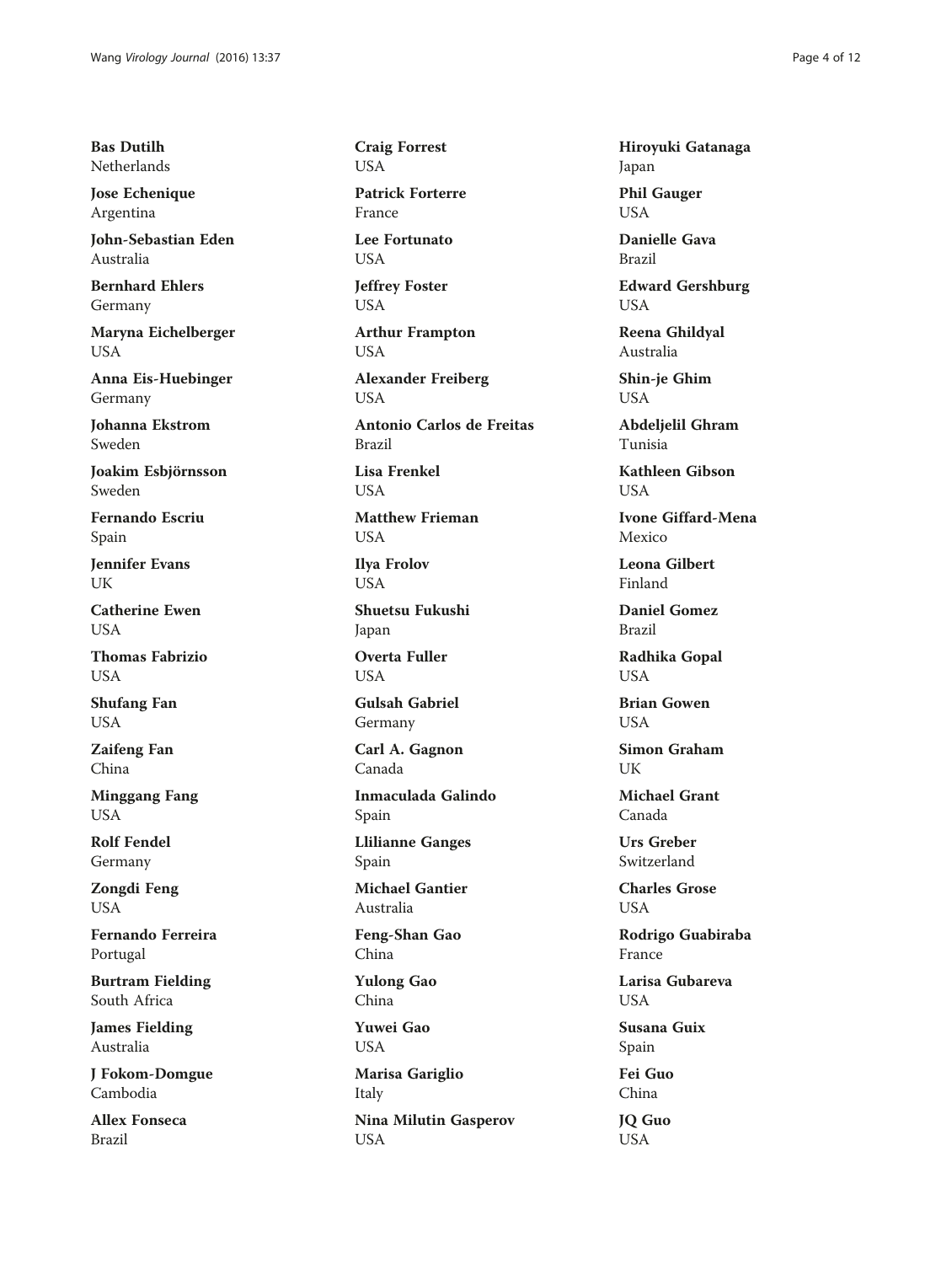**Bas Dutilh**
Netherlands

**Jose Echenique**
Argentina

**John-Sebastian Eden**
Australia

**Bernhard Ehlers**
Germany

**Maryna Eichelberger**
USA

**Anna Eis-Huebinger**
Germany

**Johanna Ekstrom**
Sweden

**Joakim Esbjörnsson**
Sweden

**Fernando Escriu**
Spain

**Jennifer Evans**
UK

**Catherine Ewen**
USA

**Thomas Fabrizio**
USA

**Shufang Fan**
USA

**Zaifeng Fan**
China

**Minggang Fang**
USA

**Rolf Fendel**
Germany

**Zongdi Feng**
USA

**Fernando Ferreira**
Portugal

**Burtram Fielding**
South Africa

**James Fielding**
Australia

**J Fokom-Domgue**
Cambodia

**Allex Fonseca**
Brazil

**Craig Forrest**
USA

**Patrick Forterre**
France

**Lee Fortunato**
USA

**Jeffrey Foster**
USA

**Arthur Frampton**
USA

**Alexander Freiberg**
USA

**Antonio Carlos de Freitas**
Brazil

**Lisa Frenkel**
USA

**Matthew Frieman**
USA

**Ilya Frolov**
USA

**Shuetsu Fukushi**
Japan

**Overta Fuller**
USA

**Gulsah Gabriel**
Germany

**Carl A. Gagnon**
Canada

**Inmaculada Galindo**
Spain

**Llilianne Ganges**
Spain

**Michael Gantier**
Australia

**Feng-Shan Gao**
China

**Yulong Gao**
China

**Yuwei Gao**
USA

**Marisa Gariglio**
Italy

**Nina Milutin Gasperov**
USA

**Hiroyuki Gatanaga**
Japan

**Phil Gauger**
USA

**Danielle Gava**
Brazil

**Edward Gershburg**
USA

**Reena Ghildyal**
Australia

**Shin-je Ghim**
USA

**Abdeljelil Ghram**
Tunisia

**Kathleen Gibson**
USA

**Ivone Giffard-Mena**
Mexico

**Leona Gilbert**
Finland

**Daniel Gomez**
Brazil

**Radhika Gopal**
USA

**Brian Gowen**
USA

**Simon Graham**
UK

**Michael Grant**
Canada

**Urs Greber**
Switzerland

**Charles Grose**
USA

**Rodrigo Guabiraba**
France

**Larisa Gubareva**
USA

**Susana Guix**
Spain

**Fei Guo**
China

**JQ Guo**
USA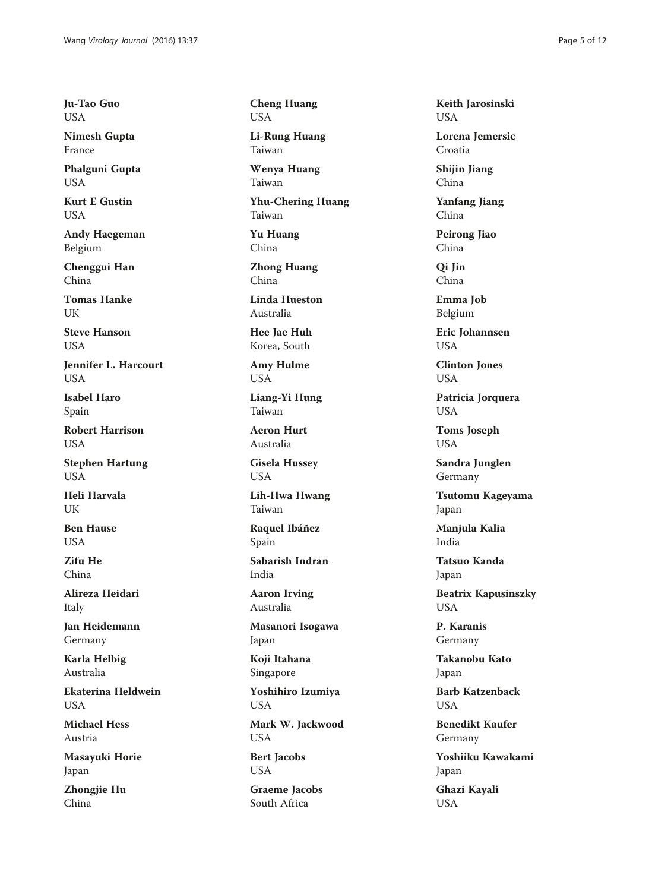**Ju-Tao Guo**
USA

**Nimesh Gupta**
France

**Phalguni Gupta**
USA

**Kurt E Gustin**
USA

**Andy Haegeman**
Belgium

**Chenggui Han**
China

**Tomas Hanke**
UK

**Steve Hanson**
USA

**Jennifer L. Harcourt**
USA

**Isabel Haro**
Spain

**Robert Harrison**
USA

**Stephen Hartung**
USA

**Heli Harvala**
UK

**Ben Hause**
USA

**Zifu He**
China

**Alireza Heidari**
Italy

**Jan Heidemann**
Germany

**Karla Helbig**
Australia

**Ekaterina Heldwein**
USA

**Michael Hess**
Austria

**Masayuki Horie**
Japan

**Zhongjie Hu**
China

**Cheng Huang**
USA

**Li-Rung Huang**
Taiwan

**Wenya Huang**
Taiwan

**Yhu-Chering Huang**
Taiwan

**Yu Huang**
China

**Zhong Huang**
China

**Linda Hueston**
Australia

**Hee Jae Huh**
Korea, South

**Amy Hulme**
USA

**Liang-Yi Hung**
Taiwan

**Aeron Hurt**
Australia

**Gisela Hussey**
USA

**Lih-Hwa Hwang**
Taiwan

**Raquel Ibáñez**
Spain

**Sabarish Indran**
India

**Aaron Irving**
Australia

**Masanori Isogawa**
Japan

**Koji Itahana**
Singapore

**Yoshihiro Izumiya**
USA

**Mark W. Jackwood**
USA

**Bert Jacobs**
USA

**Graeme Jacobs**
South Africa

**Keith Jarosinski**
USA

**Lorena Jemersic**
Croatia

**Shijin Jiang**
China

**Yanfang Jiang**
China

**Peirong Jiao**
China

**Qi Jin**
China

**Emma Job**
Belgium

**Eric Johannsen**
USA

**Clinton Jones**
USA

**Patricia Jorquera**
USA

**Toms Joseph**
USA

**Sandra Junglen**
Germany

**Tsutomu Kageyama**
Japan

**Manjula Kalia**
India

**Tatsuo Kanda**
Japan

**Beatrix Kapusinszky**
USA

**P. Karanis**
Germany

**Takanobu Kato**
Japan

**Barb Katzenback**
USA

**Benedikt Kaufer**
Germany

**Yoshiiku Kawakami**
Japan

**Ghazi Kayali**
USA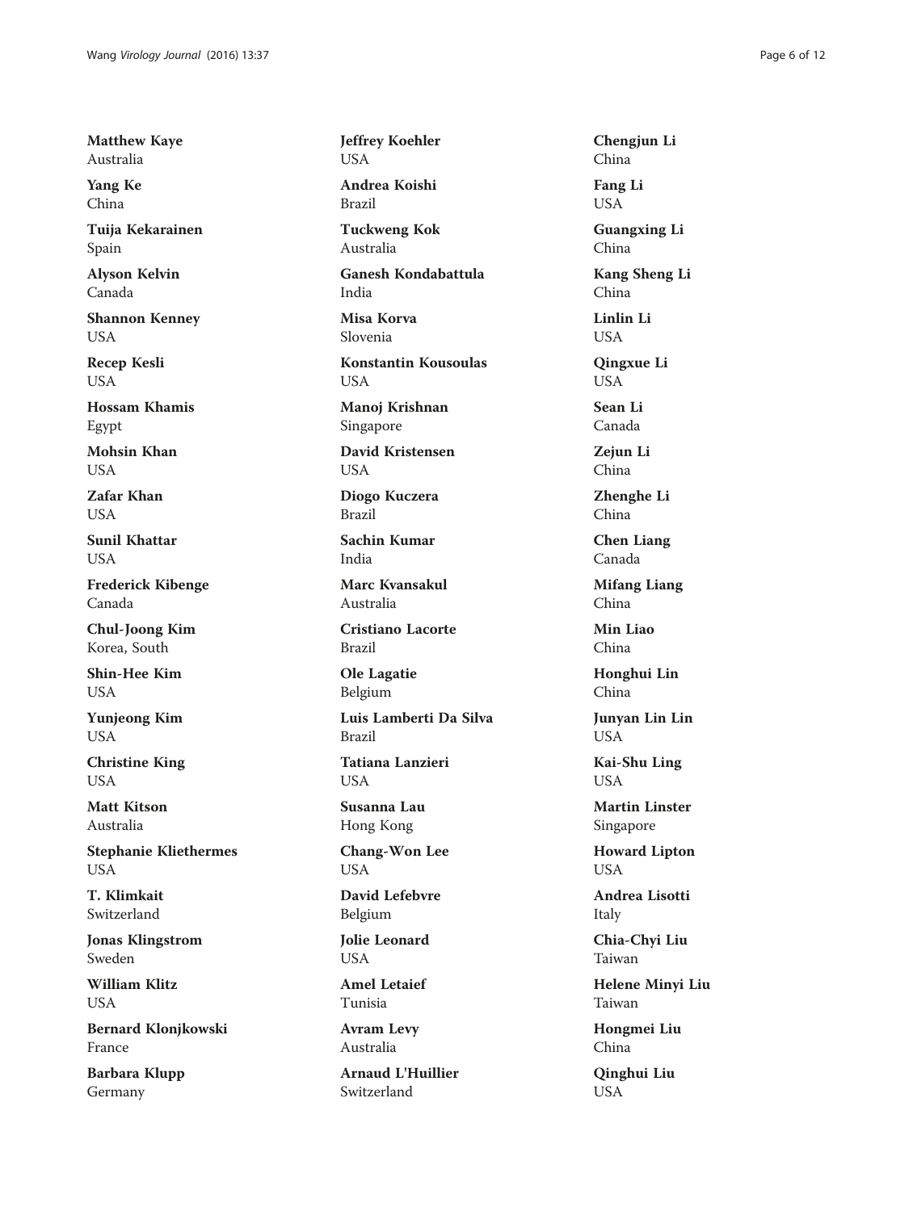**Matthew Kaye**
Australia

**Yang Ke**
China

**Tuija Kekarainen**
Spain

**Alyson Kelvin**
Canada

**Shannon Kenney**
USA

**Recep Kesli**
USA

**Hossam Khamis**
Egypt

**Mohsin Khan**
USA

**Zafar Khan**
USA

**Sunil Khattar**
USA

**Frederick Kibenge**
Canada

**Chul-Joong Kim**
Korea, South

**Shin-Hee Kim**
USA

**Yunjeong Kim**
USA

**Christine King**
USA

**Matt Kitson**
Australia

**Stephanie Kliethermes**
USA

**T. Klimkait**
Switzerland

**Jonas Klingstrom**
Sweden

**William Klitz**
USA

**Bernard Klonjkowski**
France

**Barbara Klupp**
Germany

**Jeffrey Koehler**
USA

**Andrea Koishi**
Brazil

**Tuckweng Kok**
Australia

**Ganesh Kondabattula**
India

**Misa Korva**
Slovenia

**Konstantin Kousoulas**
USA

**Manoj Krishnan**
Singapore

**David Kristensen**
USA

**Diogo Kuczera**
Brazil

**Sachin Kumar**
India

**Marc Kvansakul**
Australia

**Cristiano Lacorte**
Brazil

**Ole Lagatie**
Belgium

**Luis Lamberti Da Silva**
Brazil

**Tatiana Lanzieri**
USA

**Susanna Lau**
Hong Kong

**Chang-Won Lee**
USA

**David Lefebvre**
Belgium

**Jolie Leonard**
USA

**Amel Letaief**
Tunisia

**Avram Levy**
Australia

**Arnaud L'Huillier**
Switzerland

**Chengjun Li**
China

**Fang Li**
USA

**Guangxing Li**
China

**Kang Sheng Li**
China

**Linlin Li**
USA

**Qingxue Li**
USA

**Sean Li**
Canada

**Zejun Li**
China

**Zhenghe Li**
China

**Chen Liang**
Canada

**Mifang Liang**
China

**Min Liao**
China

**Honghui Lin**
China

**Junyan Lin Lin**
USA

**Kai-Shu Ling**
USA

**Martin Linster**
Singapore

**Howard Lipton**
USA

**Andrea Lisotti**
Italy

**Chia-Chyi Liu**
Taiwan

**Helene Minyi Liu**
Taiwan

**Hongmei Liu**
China

**Qinghui Liu**
USA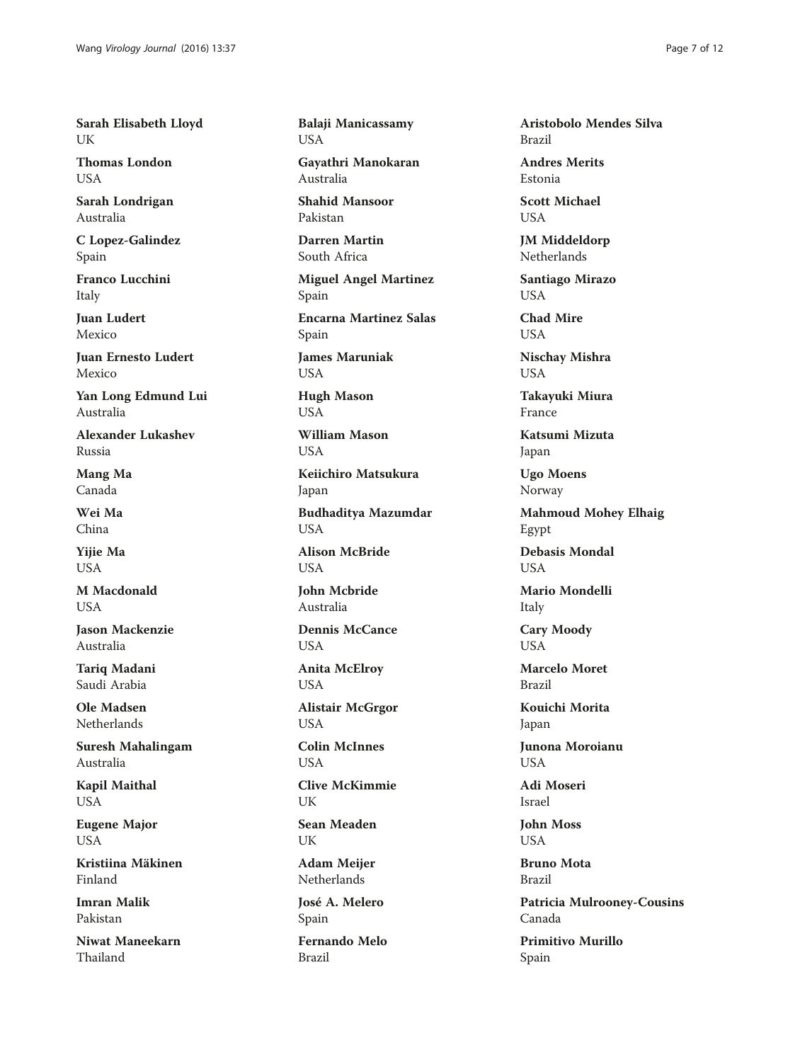**Sarah Elisabeth Lloyd**
UK

**Thomas London**
USA

**Sarah Londrigan**
Australia

**C Lopez-Galindez**
Spain

**Franco Lucchini**
Italy

**Juan Ludert**
Mexico

**Juan Ernesto Ludert**
Mexico

**Yan Long Edmund Lui**
Australia

**Alexander Lukashev**
Russia

**Mang Ma**
Canada

**Wei Ma**
China

**Yijie Ma**
USA

**M Macdonald**
USA

**Jason Mackenzie**
Australia

**Tariq Madani**
Saudi Arabia

**Ole Madsen**
Netherlands

**Suresh Mahalingam**
Australia

**Kapil Maithal**
USA

**Eugene Major**
USA

**Kristiina Mäkinen**
Finland

**Imran Malik**
Pakistan

**Niwat Maneekarn**
Thailand

**Balaji Manicassamy**
USA

**Gayathri Manokaran**
Australia

**Shahid Mansoor**
Pakistan

**Darren Martin**
South Africa

**Miguel Angel Martinez**
Spain

**Encarna Martinez Salas**
Spain

**James Maruniak**
USA

**Hugh Mason**
USA

**William Mason**
USA

**Keiichiro Matsukura**
Japan

**Budhaditya Mazumdar**
USA

**Alison McBride**
USA

**John Mcbride**
Australia

**Dennis McCance**
USA

**Anita McElroy**
USA

**Alistair McGrgor**
USA

**Colin McInnes**
USA

**Clive McKimmie**
UK

**Sean Meaden**
UK

**Adam Meijer**
Netherlands

**José A. Melero**
Spain

**Fernando Melo**
Brazil

**Aristobolo Mendes Silva**
Brazil

**Andres Merits**
Estonia

**Scott Michael**
USA

**JM Middeldorp**
Netherlands

**Santiago Mirazo**
USA

**Chad Mire**
USA

**Nischay Mishra**
USA

**Takayuki Miura**
France

**Katsumi Mizuta**
Japan

**Ugo Moens**
Norway

**Mahmoud Mohey Elhaig**
Egypt

**Debasis Mondal**
USA

**Mario Mondelli**
Italy

**Cary Moody**
USA

**Marcelo Moret**
Brazil

**Kouichi Morita**
Japan

**Junona Moroianu**
USA

**Adi Moseri**
Israel

**John Moss**
USA

**Bruno Mota**
Brazil

**Patricia Mulrooney-Cousins**
Canada

**Primitivo Murillo**
Spain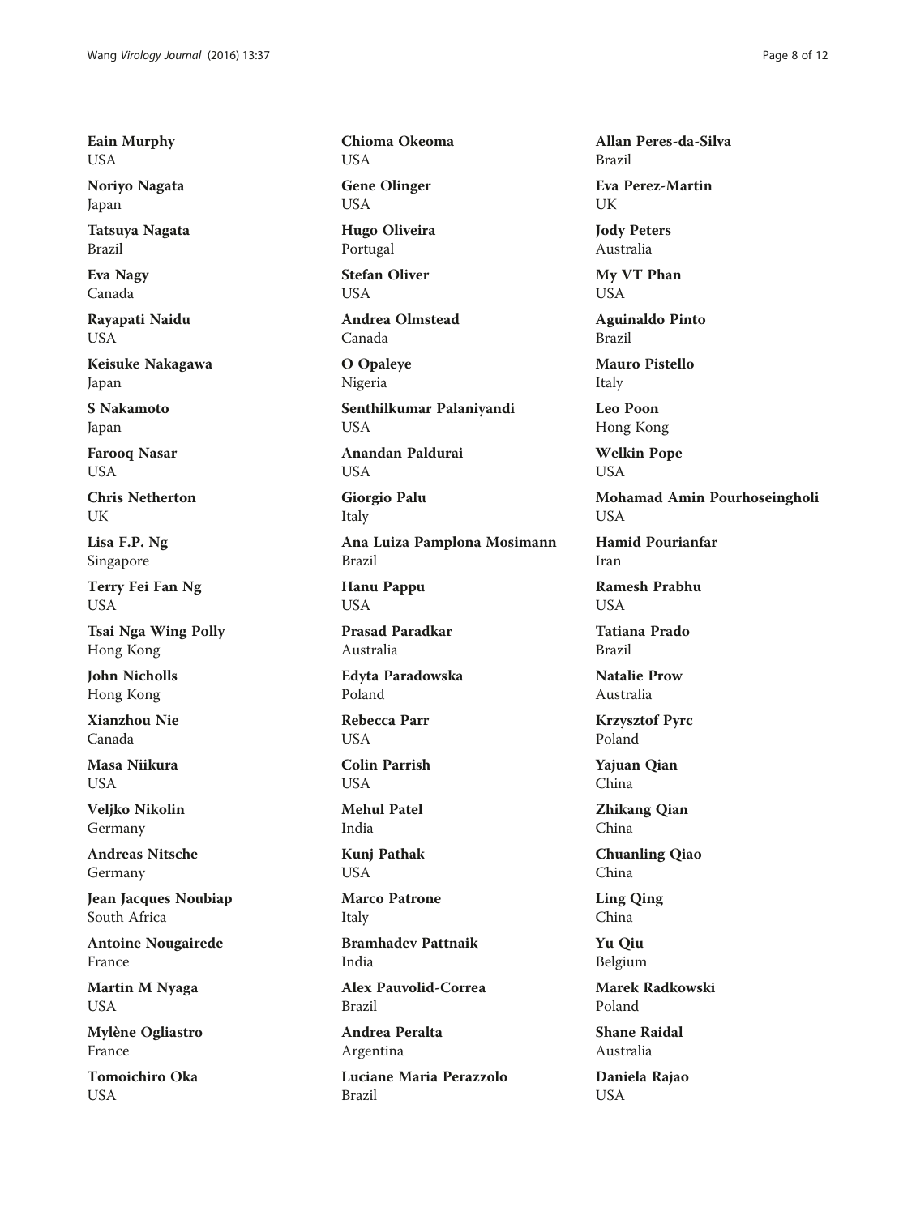**Eain Murphy**
USA

**Noriyo Nagata**
Japan

**Tatsuya Nagata**
Brazil

**Eva Nagy**
Canada

**Rayapati Naidu**
USA

**Keisuke Nakagawa**
Japan

**S Nakamoto**
Japan

**Farooq Nasar**
USA

**Chris Netherton**
UK

**Lisa F.P. Ng**
Singapore

**Terry Fei Fan Ng**
USA

**Tsai Nga Wing Polly**
Hong Kong

**John Nicholls**
Hong Kong

**Xianzhou Nie**
Canada

**Masa Niikura**
USA

**Veljko Nikolin**
Germany

**Andreas Nitsche**
Germany

**Jean Jacques Noubiap**
South Africa

**Antoine Nougairede**
France

**Martin M Nyaga**
USA

**Mylène Ogliastro**
France

**Tomoichiro Oka**
USA

**Chioma Okeoma**
USA

**Gene Olinger**
USA

**Hugo Oliveira**
Portugal

**Stefan Oliver**
USA

**Andrea Olmstead**
Canada

**O Opaleye**
Nigeria

**Senthilkumar Palaniyandi**
USA

**Anandan Paldurai**
USA

**Giorgio Palu**
Italy

**Ana Luiza Pamplona Mosimann**
Brazil

**Hanu Pappu**
USA

**Prasad Paradkar**
Australia

**Edyta Paradowska**
Poland

**Rebecca Parr**
USA

**Colin Parrish**
USA

**Mehul Patel**
India

**Kunj Pathak**
USA

**Marco Patrone**
Italy

**Bramhadev Pattnaik**
India

**Alex Pauvolid-Correa**
Brazil

**Andrea Peralta**
Argentina

**Luciane Maria Perazzolo**
Brazil

**Allan Peres-da-Silva**
Brazil

**Eva Perez-Martin**
UK

**Jody Peters**
Australia

**My VT Phan**
USA

**Aguinaldo Pinto**
Brazil

**Mauro Pistello**
Italy

**Leo Poon**
Hong Kong

**Welkin Pope**
USA

**Mohamad Amin Pourhoseingholi**
USA

**Hamid Pourianfar**
Iran

**Ramesh Prabhu**
USA

**Tatiana Prado**
Brazil

**Natalie Prow**
Australia

**Krzysztof Pyrc**
Poland

**Yajuan Qian**
China

**Zhikang Qian**
China

**Chuanling Qiao**
China

**Ling Qing**
China

**Yu Qiu**
Belgium

**Marek Radkowski**
Poland

**Shane Raidal**
Australia

**Daniela Rajao**
USA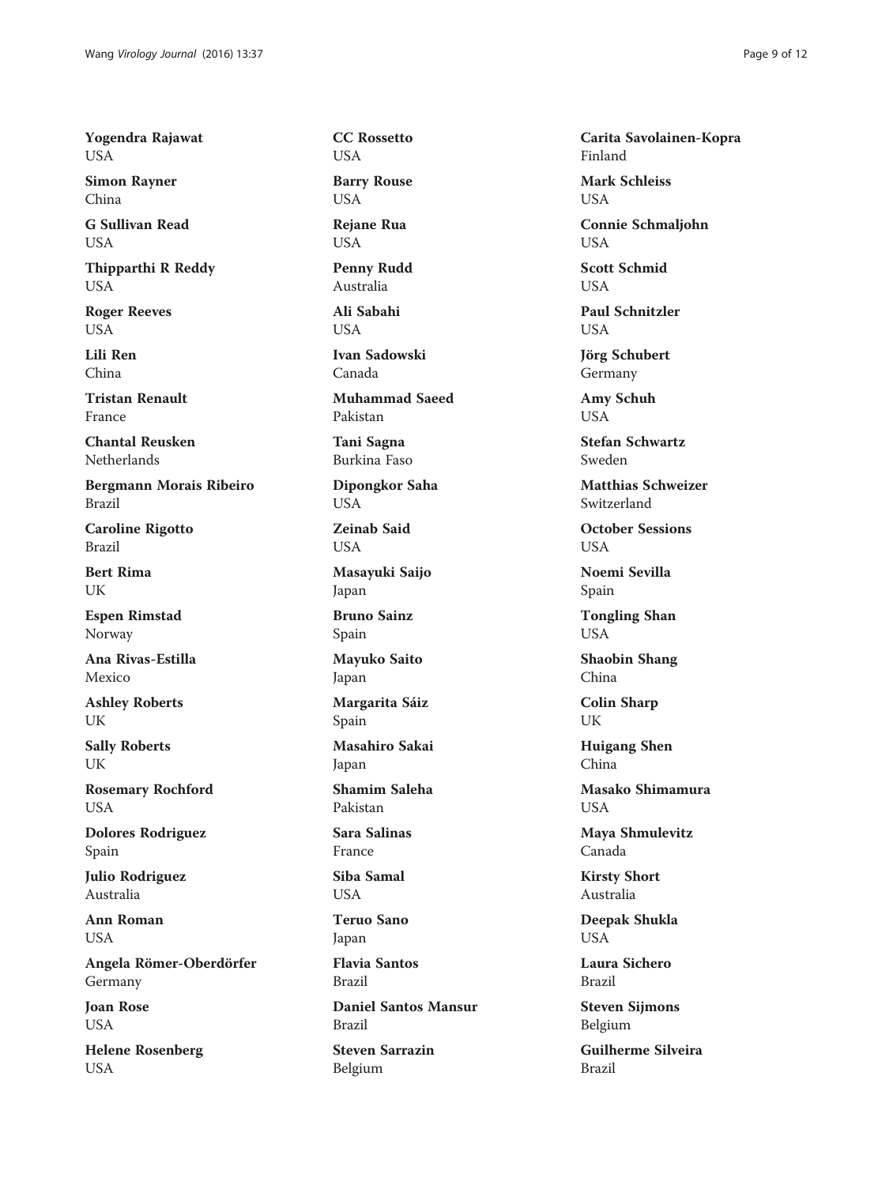**Yogendra Rajawat**
USA

**Simon Rayner**
China

**G Sullivan Read**
USA

**Thipparthi R Reddy**
USA

**Roger Reeves**
USA

**Lili Ren**
China

**Tristan Renault**
France

**Chantal Reusken**
Netherlands

**Bergmann Morais Ribeiro**
Brazil

**Caroline Rigotto**
Brazil

**Bert Rima**
UK

**Espen Rimstad**
Norway

**Ana Rivas-Estilla**
Mexico

**Ashley Roberts**
UK

**Sally Roberts**
UK

**Rosemary Rochford**
USA

**Dolores Rodriguez**
Spain

**Julio Rodriguez**
Australia

**Ann Roman**
USA

**Angela Römer-Oberdörfer**
Germany

**Joan Rose**
USA

**Helene Rosenberg**
USA

**CC Rossetto**
USA

**Barry Rouse**
USA

**Rejane Rua**
USA

**Penny Rudd**
Australia

**Ali Sabahi**
USA

**Ivan Sadowski**
Canada

**Muhammad Saeed**
Pakistan

**Tani Sagna**
Burkina Faso

**Dipongkor Saha**
USA

**Zeinab Said**
USA

**Masayuki Saijo**
Japan

**Bruno Sainz**
Spain

**Mayuko Saito**
Japan

**Margarita Sáiz**
Spain

**Masahiro Sakai**
Japan

**Shamim Saleha**
Pakistan

**Sara Salinas**
France

**Siba Samal**
USA

**Teruo Sano**
Japan

**Flavia Santos**
Brazil

**Daniel Santos Mansur**
Brazil

**Steven Sarrazin**
Belgium

**Carita Savolainen-Kopra**
Finland

**Mark Schleiss**
USA

**Connie Schmaljohn**
USA

**Scott Schmid**
USA

**Paul Schnitzler**
USA

**Jörg Schubert**
Germany

**Amy Schuh**
USA

**Stefan Schwartz**
Sweden

**Matthias Schweizer**
Switzerland

**October Sessions**
USA

**Noemi Sevilla**
Spain

**Tongling Shan**
USA

**Shaobin Shang**
China

**Colin Sharp**
UK

**Huigang Shen**
China

**Masako Shimamura**
USA

**Maya Shmulevitz**
Canada

**Kirsty Short**
Australia

**Deepak Shukla**
USA

**Laura Sichero**
Brazil

**Steven Sijmons**
Belgium

**Guilherme Silveira**
Brazil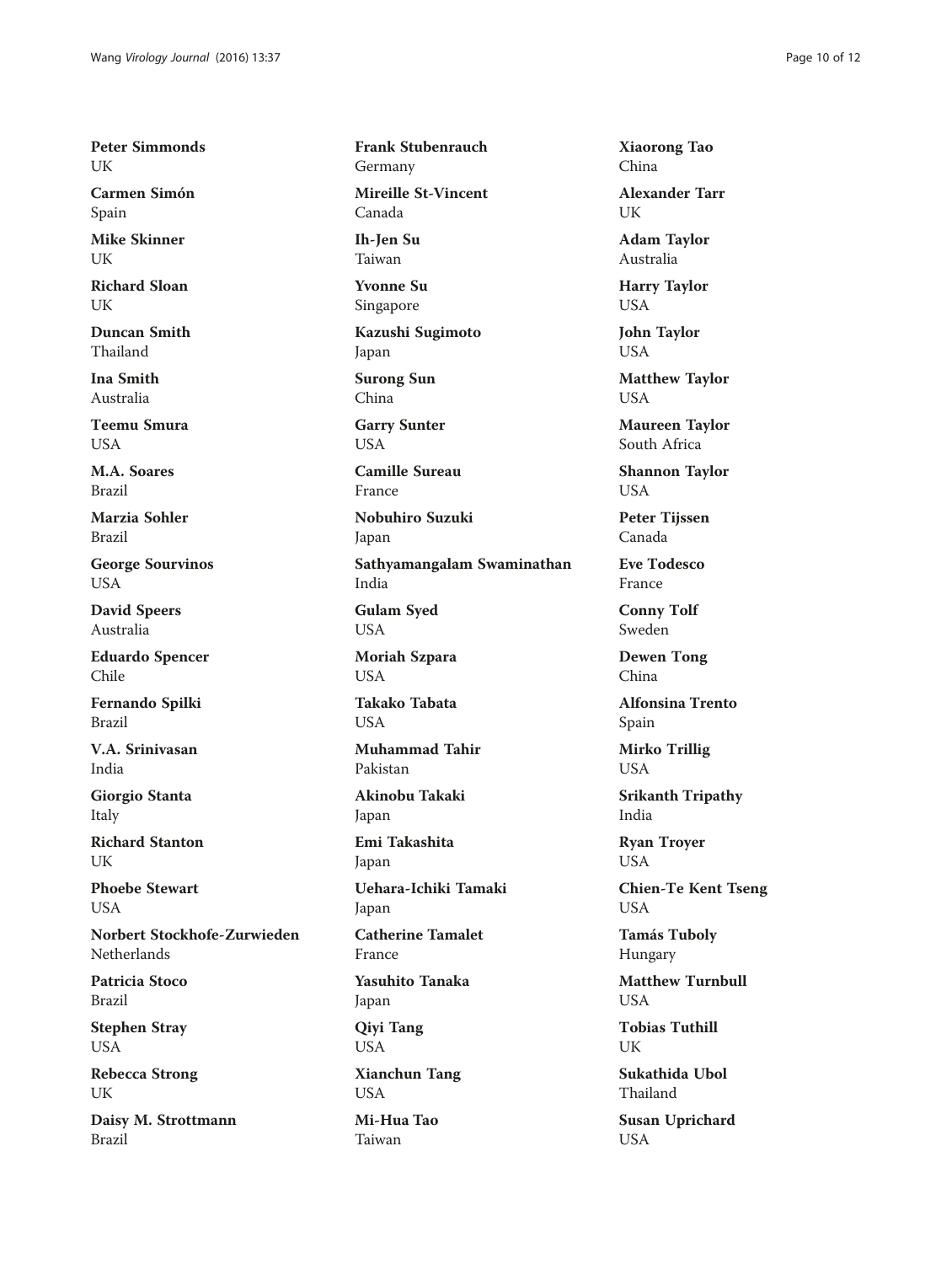**Peter Simmonds**
UK

**Carmen Simón**
Spain

**Mike Skinner**
UK

**Richard Sloan**
UK

**Duncan Smith**
Thailand

**Ina Smith**
Australia

**Teemu Smura**
USA

**M.A. Soares**
Brazil

**Marzia Sohler**
Brazil

**George Sourvinos**
USA

**David Speers**
Australia

**Eduardo Spencer**
Chile

**Fernando Spilki**
Brazil

**V.A. Srinivasan**
India

**Giorgio Stanta**
Italy

**Richard Stanton**
UK

**Phoebe Stewart**
USA

**Norbert Stockhofe-Zurwieden**
Netherlands

**Patricia Stoco**
Brazil

**Stephen Stray**
USA

**Rebecca Strong**
UK

**Daisy M. Strottmann**
Brazil

**Frank Stubenrauch**
Germany

**Mireille St-Vincent**
Canada

**Ih-Jen Su**
Taiwan

**Yvonne Su**
Singapore

**Kazushi Sugimoto**
Japan

**Surong Sun**
China

**Garry Sunter**
USA

**Camille Sureau**
France

**Nobuhiro Suzuki**
Japan

**Sathyamangalam Swaminathan**
India

**Gulam Syed**
USA

**Moriah Szpara**
USA

**Takako Tabata**
USA

**Muhammad Tahir**
Pakistan

**Akinobu Takaki**
Japan

**Emi Takashita**
Japan

**Uehara-Ichiki Tamaki**
Japan

**Catherine Tamalet**
France

**Yasuhito Tanaka**
Japan

**Qiyi Tang**
USA

**Xianchun Tang**
USA

**Mi-Hua Tao**
Taiwan

**Xiaorong Tao**
China

**Alexander Tarr**
UK

**Adam Taylor**
Australia

**Harry Taylor**
USA

**John Taylor**
USA

**Matthew Taylor**
USA

**Maureen Taylor**
South Africa

**Shannon Taylor**
USA

**Peter Tijssen**
Canada

**Eve Todesco**
France

**Conny Tolf**
Sweden

**Dewen Tong**
China

**Alfonsina Trento**
Spain

**Mirko Trillig**
USA

**Srikanth Tripathy**
India

**Ryan Troyer**
USA

**Chien-Te Kent Tseng**
USA

**Tamás Tuboly**
Hungary

**Matthew Turnbull**
USA

**Tobias Tuthill**
UK

**Sukathida Ubol**
Thailand

**Susan Uprichard**
USA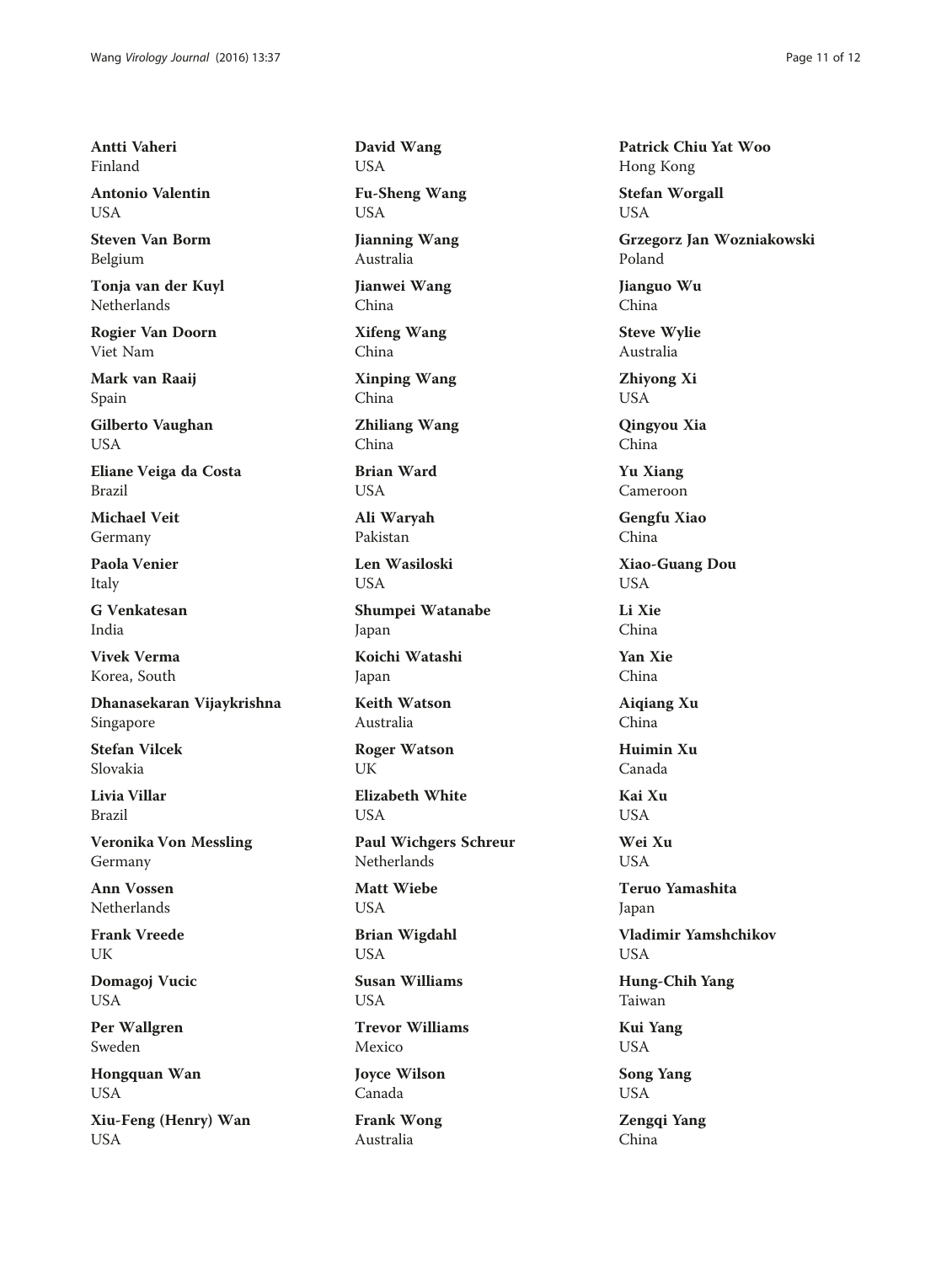**Antti Vaheri**
Finland

**Antonio Valentin**
USA

**Steven Van Borm**
Belgium

**Tonja van der Kuyl**
Netherlands

**Rogier Van Doorn**
Viet Nam

**Mark van Raaij**
Spain

**Gilberto Vaughan**
USA

**Eliane Veiga da Costa**
Brazil

**Michael Veit**
Germany

**Paola Venier**
Italy

**G Venkatesan**
India

**Vivek Verma**
Korea, South

**Dhanasekaran Vijaykrishna**
Singapore

**Stefan Vilcek**
Slovakia

**Livia Villar**
Brazil

**Veronika Von Messling**
Germany

**Ann Vossen**
Netherlands

**Frank Vreede**
UK

**Domagoj Vucic**
USA

**Per Wallgren**
Sweden

**Hongquan Wan**
USA

**Xiu-Feng (Henry) Wan**
USA

**David Wang**
USA

**Fu-Sheng Wang**
USA

**Jianning Wang**
Australia

**Jianwei Wang**
China

**Xifeng Wang**
China

**Xinping Wang**
China

**Zhiliang Wang**
China

**Brian Ward**
USA

**Ali Waryah**
Pakistan

**Len Wasiloski**
USA

**Shumpei Watanabe**
Japan

**Koichi Watashi**
Japan

**Keith Watson**
Australia

**Roger Watson**
UK

**Elizabeth White**
USA

**Paul Wichgers Schreur**
Netherlands

**Matt Wiebe**
USA

**Brian Wigdahl**
USA

**Susan Williams**
USA

**Trevor Williams**
Mexico

**Joyce Wilson**
Canada

**Frank Wong**
Australia

**Patrick Chiu Yat Woo**
Hong Kong

**Stefan Worgall**
USA

**Grzegorz Jan Wozniakowski**
Poland

**Jianguo Wu**
China

**Steve Wylie**
Australia

**Zhiyong Xi**
USA

**Qingyou Xia**
China

**Yu Xiang**
Cameroon

**Gengfu Xiao**
China

**Xiao-Guang Dou**
USA

**Li Xie**
China

**Yan Xie**
China

**Aiqiang Xu**
China

**Huimin Xu**
Canada

**Kai Xu**
USA

**Wei Xu**
USA

**Teruo Yamashita**
Japan

**Vladimir Yamshchikov**
USA

**Hung-Chih Yang**
Taiwan

**Kui Yang**
USA

**Song Yang**
USA

**Zengqi Yang**
China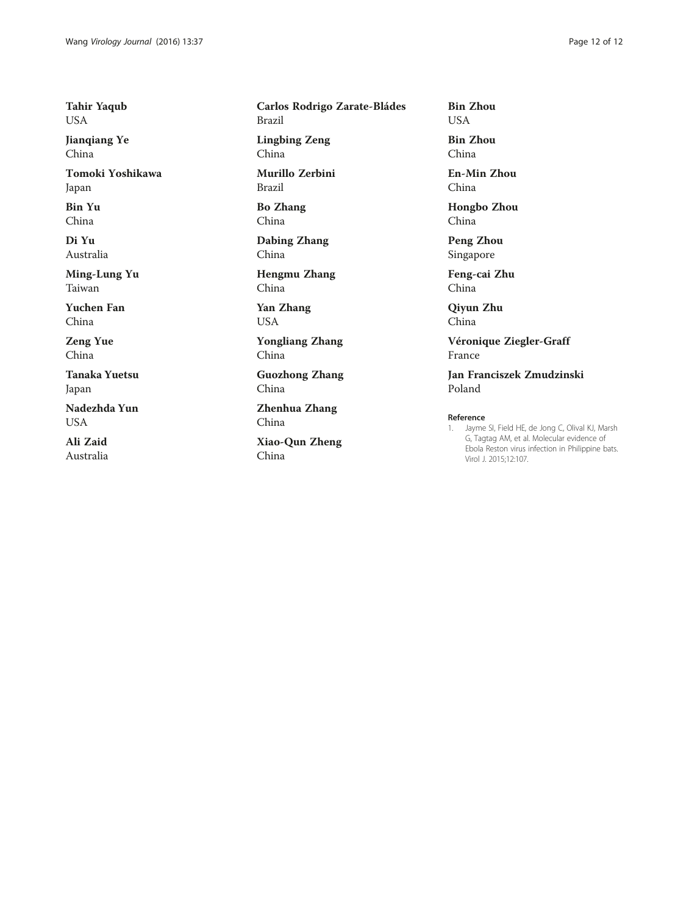**Tahir Yaqub**
USA

**Jianqiang Ye**
China

**Tomoki Yoshikawa**
Japan

**Bin Yu**
China

**Di Yu**
Australia

**Ming-Lung Yu**
Taiwan

**Yuchen Fan**
China

**Zeng Yue**
China

**Tanaka Yuetsu**
Japan

**Nadezhda Yun**
USA

**Ali Zaid**
Australia

**Carlos Rodrigo Zarate-Bládes**
Brazil

**Lingbing Zeng**
China

**Murillo Zerbini**
Brazil

**Bo Zhang**
China

**Dabing Zhang**
China

**Hengmu Zhang**
China

**Yan Zhang**
USA

**Yongliang Zhang**
China

**Guozhong Zhang**
China

**Zhenhua Zhang**
China

**Xiao-Qun Zheng**
China

**Bin Zhou**
USA

**Bin Zhou**
China

**En-Min Zhou**
China

**Hongbo Zhou**
China

**Peng Zhou**
Singapore

**Feng-cai Zhu**
China

**Qiyun Zhu**
China

**Véronique Ziegler-Graff**
France

**Jan Franciszek Zmudzinski**
Poland

### Reference

1. Jayme SI, Field HE, de Jong C, Olival KJ, Marsh G, Tagtag AM, et al. Molecular evidence of Ebola Reston virus infection in Philippine bats. Virol J. 2015;12:107.